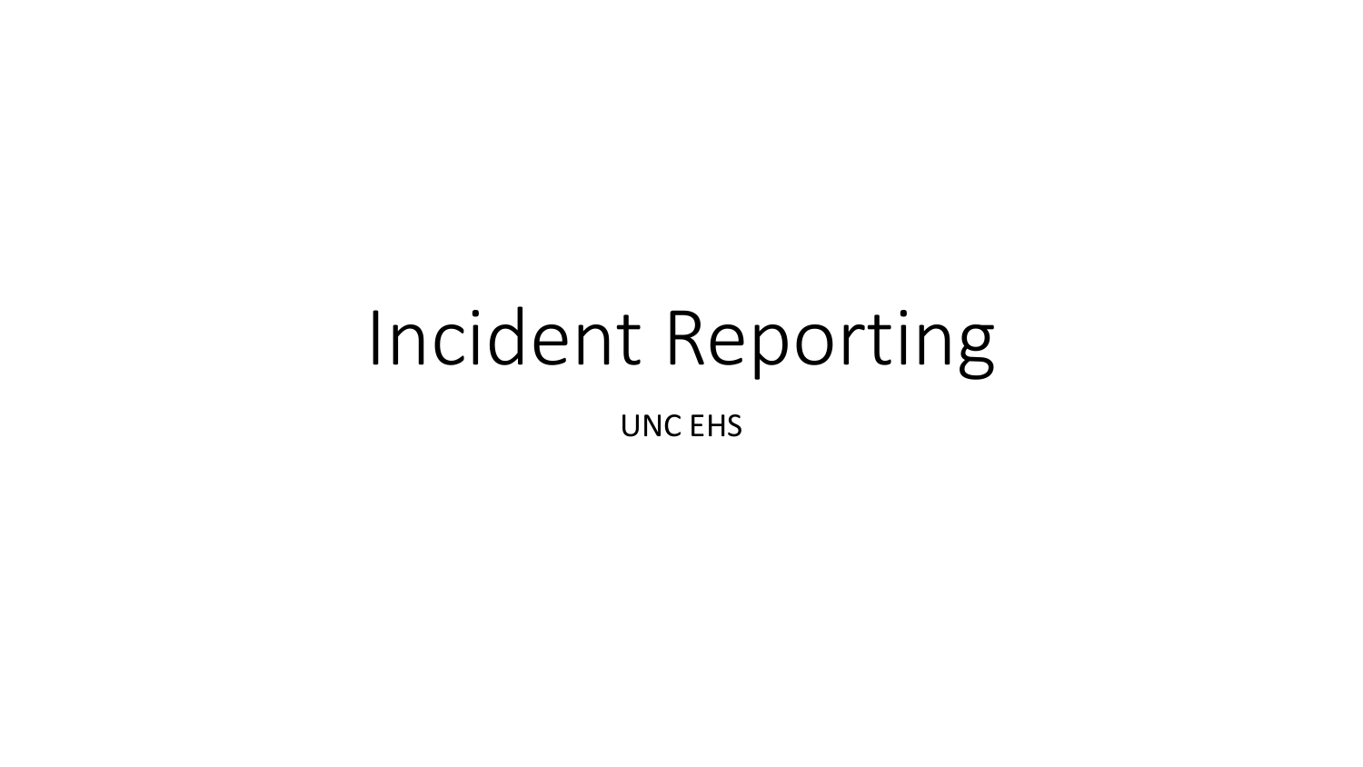# Incident Reporting

UNC EHS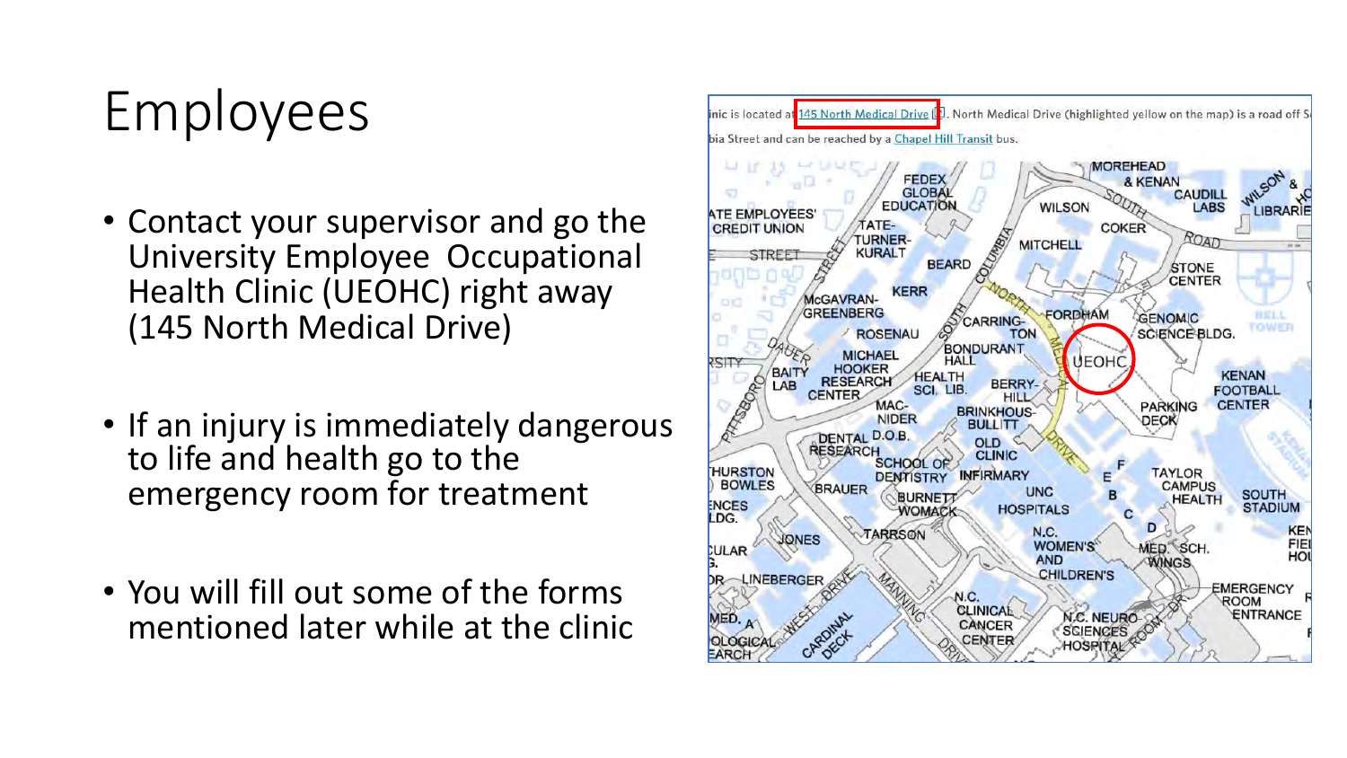# Employees

- Contact your supervisor and go the University Employee  Occupational Health Clinic (UEOHC) right away (145 North Medical Drive)

- If an injury is immediately dangerous to life and health go to the emergency room for treatment

- You will fill out some of the forms mentioned later while at the clinic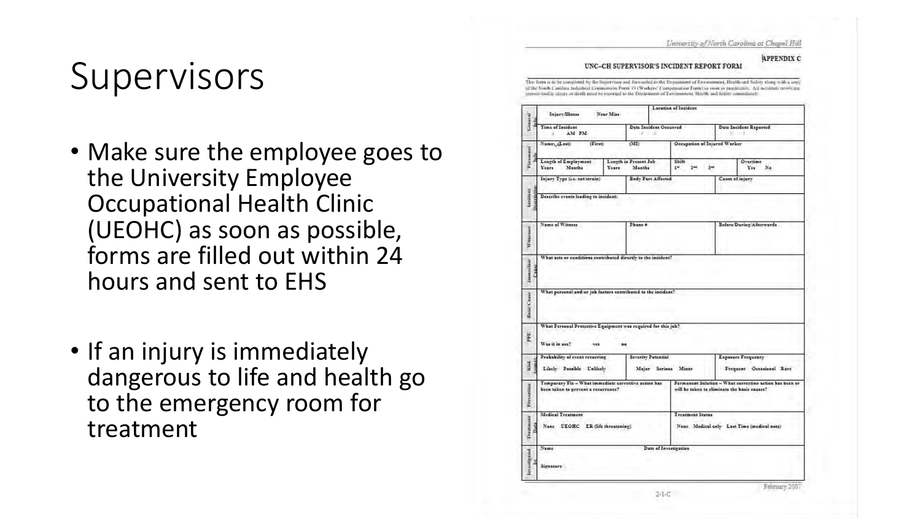# Supervisors

- Make sure the employee goes to the University Employee Occupational Health Clinic (UEOHC) as soon as possible, forms are filled out within 24 hours and sent to EHS
- If an injury is immediately dangerous to life and health go to the emergency room for treatment

University of North Carolina at Chapel Hill

APPENDIX C

UNC–CH SUPERVISOR'S INCIDENT REPORT FORM

This form is to be completed by the Supervisor and forwarded to the Department of Environment, Health and Safety along with a copy of the North Carolina Industrial Commission Form 19 (Workers' Compensation Form) as soon as practicable. All incidents involving serious bodily injury or death must be reported to the Department of Environment, Health and Safety immediately.

| Section | | | | |
|---|---|---|---|---|
| General Info. | Injury/Illness Near Miss | | Location of Incident | |
| | Time of Incident : AM PM | Date Incident Occurred / / | | Date Incident Reported / / |
| Personnel Info. | Name (Last) (First) | (MI) | Occupation of Injured Worker | |
| | Length of Employment Years Months | Length in Present Job Years Months | Shift 1st 2nd 3rd | Overtime Yes No |
| Incident Description | Injury Type (i.e. cut/strain) | Body Part Affected | | Cause of injury |
| | Describe events leading to incident: | | | |
| Witnesses | Name of Witness | Phone # | | Before/During/Afterwards |
| Immediate Cause | What acts or conditions contributed directly to the incident? | | | |
| Basic Cause | What personal and/or job factors contributed to the incident? | | | |
| PPE | What Personal Protective Equipment was required for this job? Was it in use? yes no | | | |
| Risk Assessment | Probability of event recurring: Likely Possible Unlikely | Severity Potential: Major Serious Minor | | Exposure Frequency: Frequent Occasional Rare |
| Prevention | Temporary Fix – What immediate corrective action has been taken to prevent a recurrence? | | Permanent Solution – What correction action has been or will be taken to eliminate the basic causes? | |
| Treatment Data | Medical Treatment: None UEOHC ER (life threatening) | | Treatment Status: None Medical only Lost Time (medical note) | |
| Investigated By | Name | Date of Investigation | | |
| | Signature | | | |

February 2007

2-1-C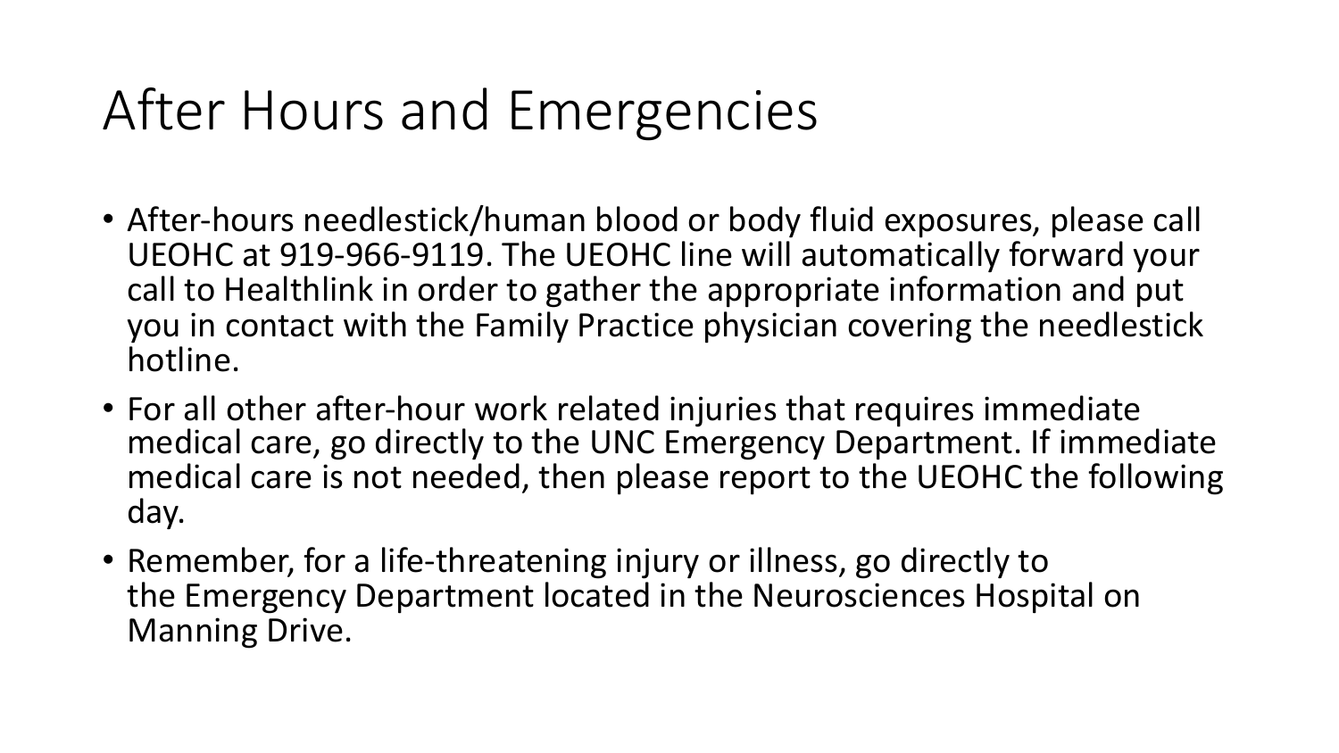# After Hours and Emergencies

- After-hours needlestick/human blood or body fluid exposures, please call UEOHC at 919-966-9119. The UEOHC line will automatically forward your call to Healthlink in order to gather the appropriate information and put you in contact with the Family Practice physician covering the needlestick hotline.
- For all other after-hour work related injuries that requires immediate medical care, go directly to the UNC Emergency Department. If immediate medical care is not needed, then please report to the UEOHC the following day.
- Remember, for a life-threatening injury or illness, go directly to the Emergency Department located in the Neurosciences Hospital on Manning Drive.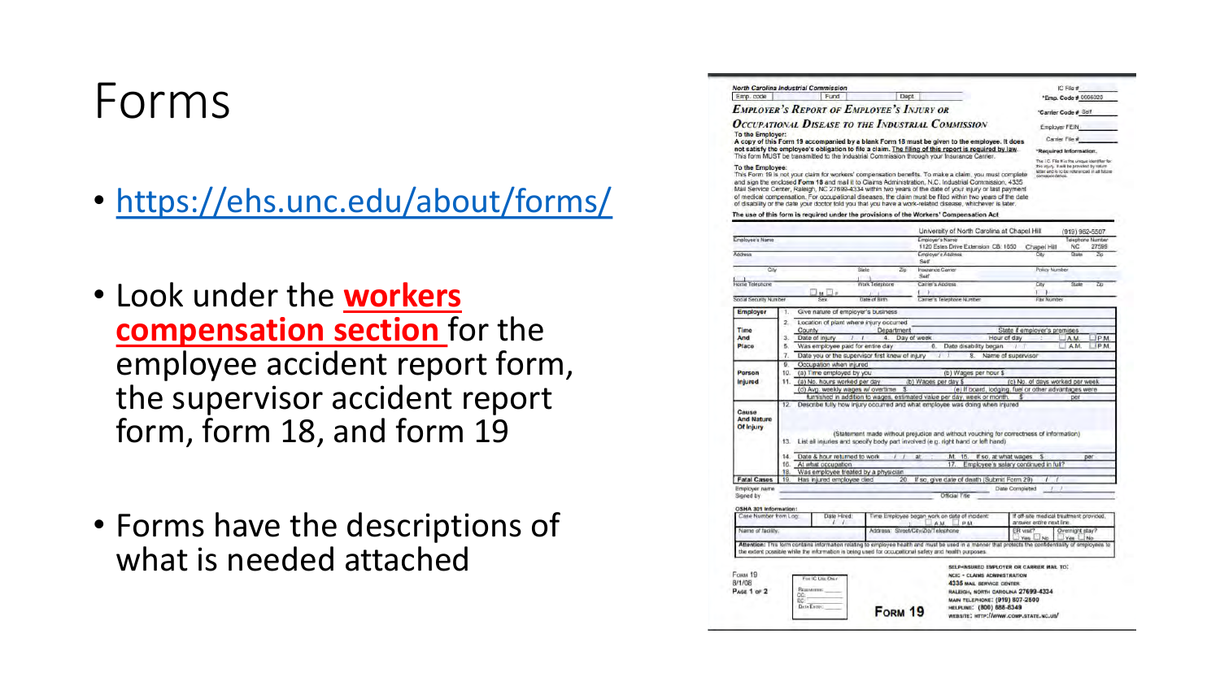# Forms

- https://ehs.unc.edu/about/forms/
- Look under the **workers compensation section** for the employee accident report form, the supervisor accident report form, form 18, and form 19
- Forms have the descriptions of what is needed attached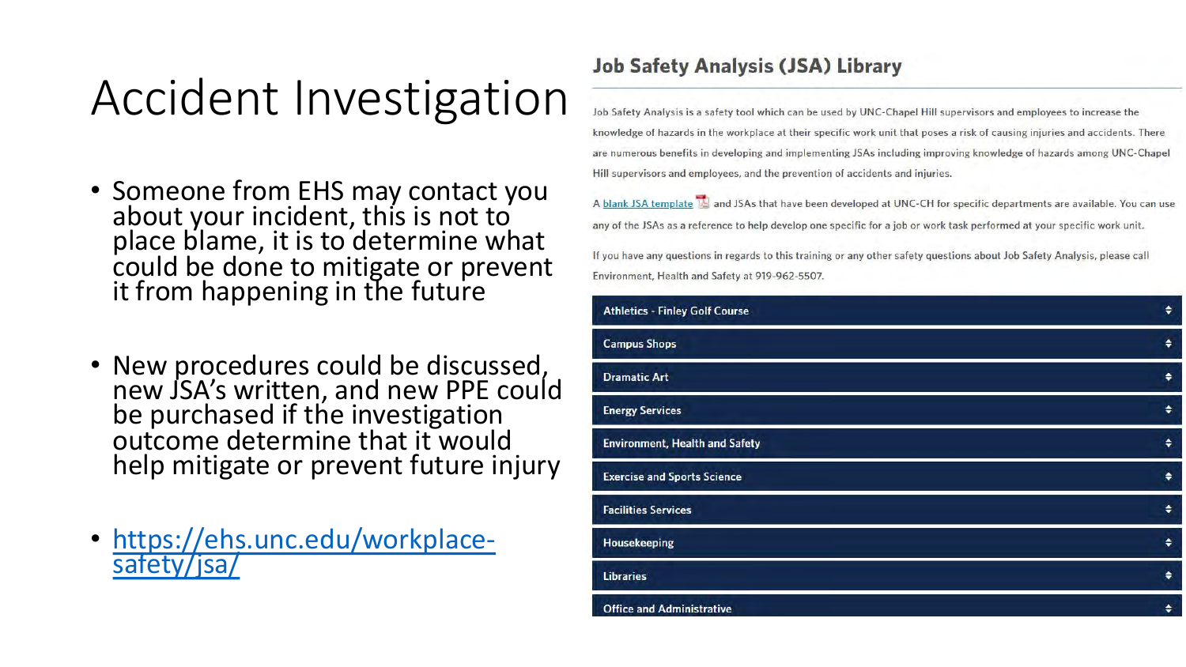# Accident Investigation

- Someone from EHS may contact you about your incident, this is not to place blame, it is to determine what could be done to mitigate or prevent it from happening in the future
- New procedures could be discussed, new JSA's written, and new PPE could be purchased if the investigation outcome determine that it would help mitigate or prevent future injury
- https://ehs.unc.edu/workplace-safety/jsa/

## Job Safety Analysis (JSA) Library

Job Safety Analysis is a safety tool which can be used by UNC-Chapel Hill supervisors and employees to increase the knowledge of hazards in the workplace at their specific work unit that poses a risk of causing injuries and accidents. There are numerous benefits in developing and implementing JSAs including improving knowledge of hazards among UNC-Chapel Hill supervisors and employees, and the prevention of accidents and injuries.

A blank JSA template and JSAs that have been developed at UNC-CH for specific departments are available. You can use any of the JSAs as a reference to help develop one specific for a job or work task performed at your specific work unit.

If you have any questions in regards to this training or any other safety questions about Job Safety Analysis, please call Environment, Health and Safety at 919-962-5507.

- Athletics - Finley Golf Course
- Campus Shops
- Dramatic Art
- Energy Services
- Environment, Health and Safety
- Exercise and Sports Science
- Facilities Services
- Housekeeping
- Libraries
- Office and Administrative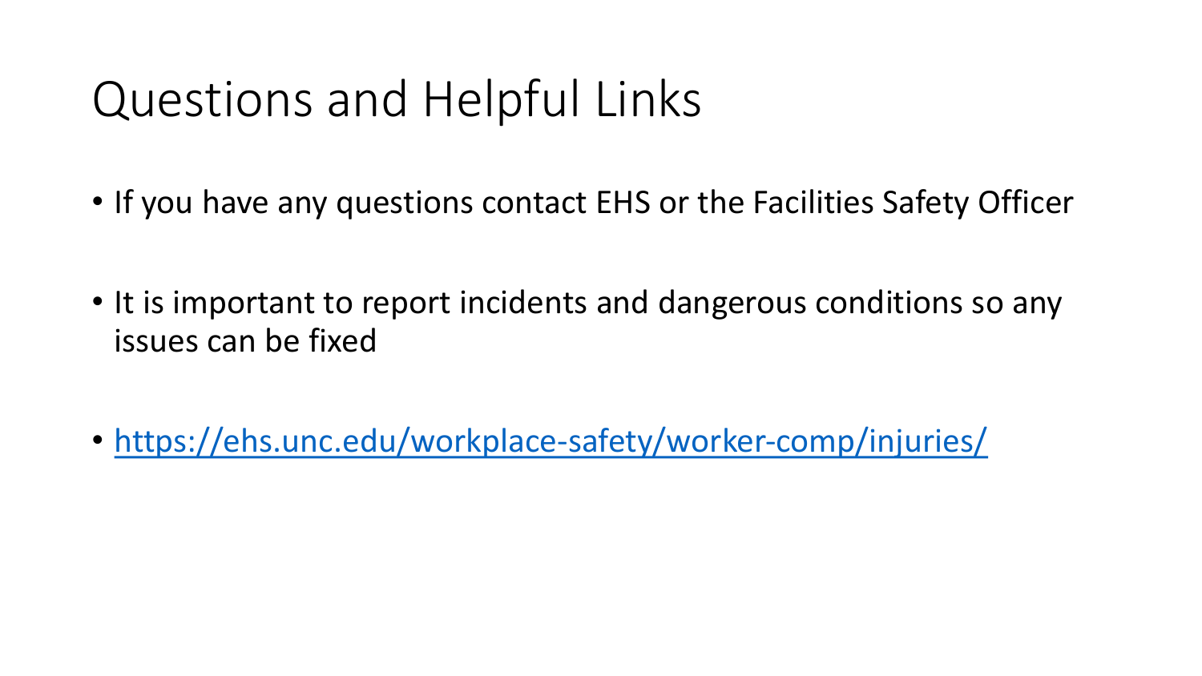# Questions and Helpful Links

- If you have any questions contact EHS or the Facilities Safety Officer
- It is important to report incidents and dangerous conditions so any issues can be fixed
- https://ehs.unc.edu/workplace-safety/worker-comp/injuries/